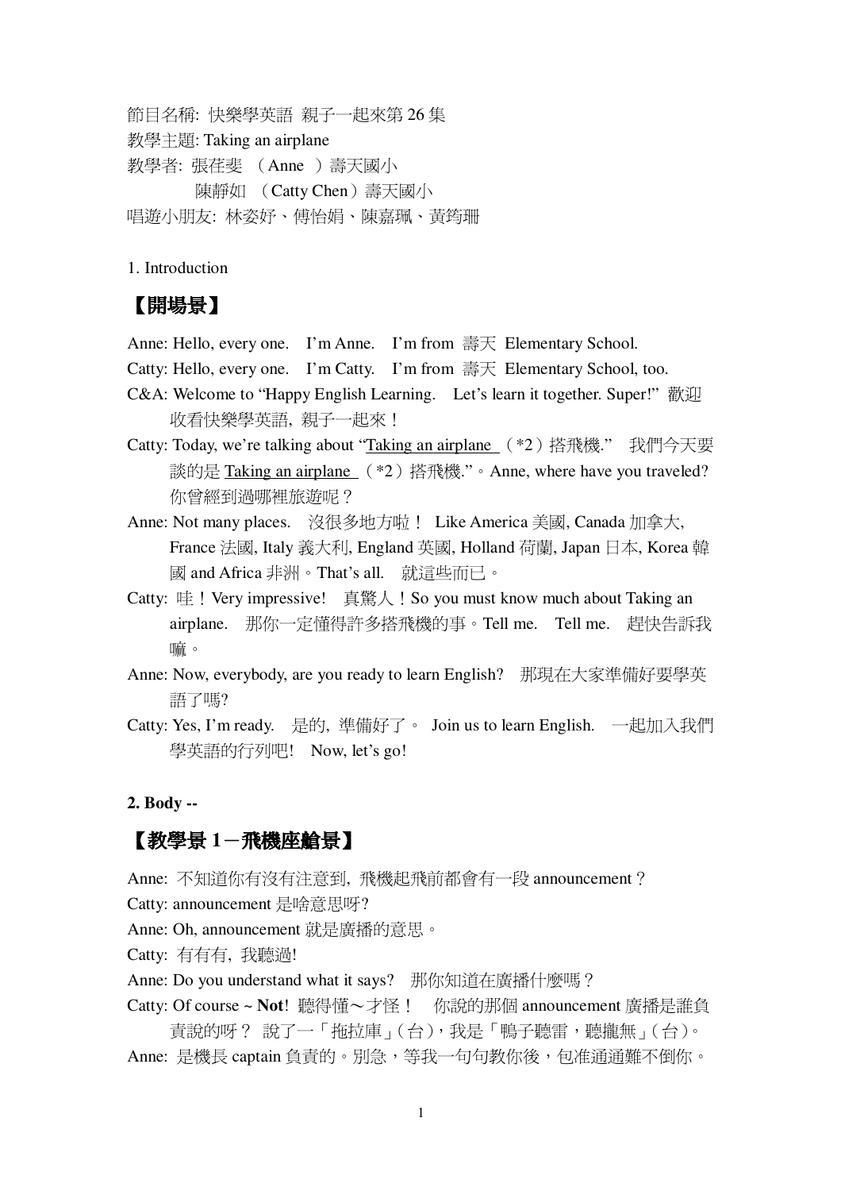節目名稱: 快樂學英語 親子一起來第 26 集
教學主題: Taking an airplane
教學者: 張荏斐 （Anne ）壽天國小
　　　　陳靜如 （Catty Chen）壽天國小
唱遊小朋友: 林姿妤、傅怡娟、陳嘉珮、黃筠珊

1. Introduction

## 【開場景】

Anne: Hello, every one. I'm Anne. I'm from 壽天 Elementary School.

Catty: Hello, every one. I'm Catty. I'm from 壽天 Elementary School, too.

C&A: Welcome to "Happy English Learning. Let's learn it together. Super!" 歡迎收看快樂學英語，親子一起來！

Catty: Today, we're talking about "<u>Taking an airplane</u> （*2）搭飛機." 我們今天要談的是 <u>Taking an airplane</u> （*2）搭飛機."。Anne, where have you traveled? 你曾經到過哪裡旅遊呢？

Anne: Not many places. 沒很多地方啦！ Like America 美國, Canada 加拿大, France 法國, Italy 義大利, England 英國, Holland 荷蘭, Japan 日本, Korea 韓國 and Africa 非洲。That's all. 就這些而已。

Catty: 哇！Very impressive! 真驚人！So you must know much about Taking an airplane. 那你一定懂得許多搭飛機的事。Tell me. Tell me. 趕快告訴我嘛。

Anne: Now, everybody, are you ready to learn English? 那現在大家準備好要學英語了嗎?

Catty: Yes, I'm ready. 是的, 準備好了。 Join us to learn English. 一起加入我們學英語的行列吧! Now, let's go!

**2. Body --**

## 【教學景 1－飛機座艙景】

Anne: 不知道你有沒有注意到，飛機起飛前都會有一段 announcement？

Catty: announcement 是啥意思呀?

Anne: Oh, announcement 就是廣播的意思。

Catty: 有有有，我聽過!

Anne: Do you understand what it says? 那你知道在廣播什麼嗎？

Catty: Of course ~ **Not**! 聽得懂～才怪！ 你說的那個 announcement 廣播是誰負責說的呀？ 說了一「拖拉庫」(台)，我是「鴨子聽雷，聽攏無」(台)。

Anne: 是機長 captain 負責的。別急，等我一句句教你後，包准通通難不倒你。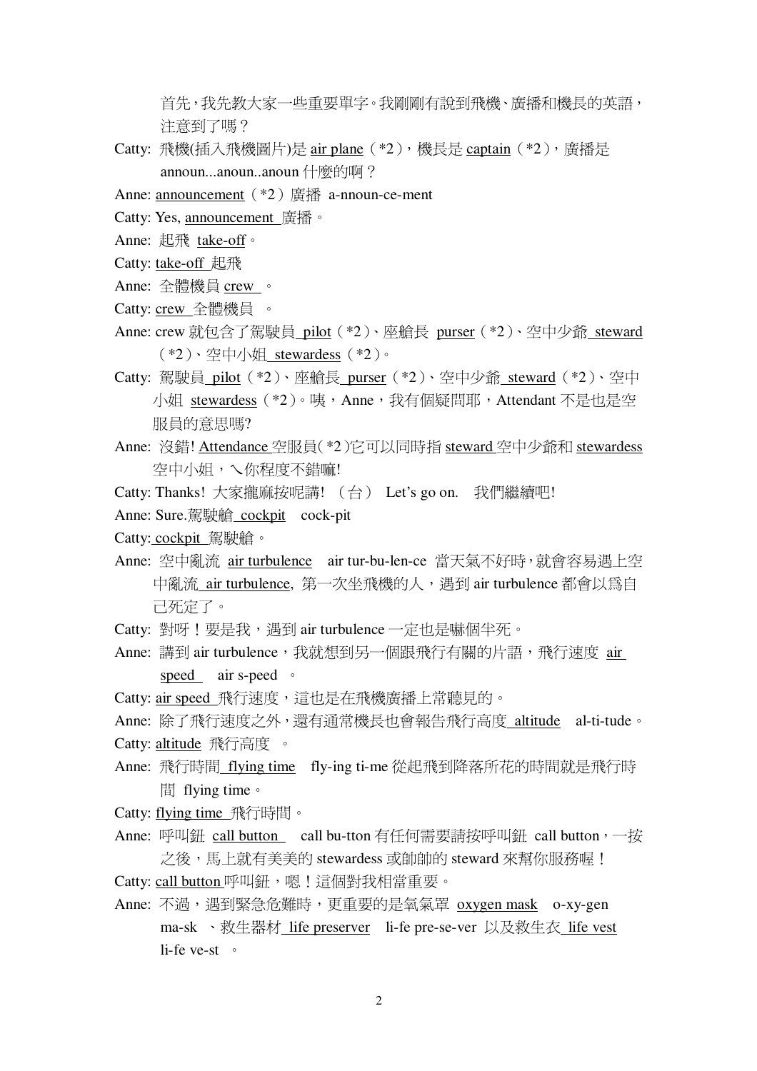首先，我先教大家一些重要單字。我剛剛有說到飛機、廣播和機長的英語，注意到了嗎？

Catty: 飛機(插入飛機圖片)是 air plane（*2），機長是 captain（*2），廣播是 announ...anoun..anoun 什麼的啊？

Anne: announcement（*2）廣播 a-nnoun-ce-ment

Catty: Yes, announcement 廣播。

Anne: 起飛 take-off。

Catty: take-off 起飛

Anne: 全體機員 crew 。

Catty: crew 全體機員 。

Anne: crew 就包含了駕駛員 pilot（*2）、座艙長 purser（*2）、空中少爺 steward（*2）、空中小姐 stewardess（*2）。

Catty: 駕駛員 pilot（*2）、座艙長 purser（*2）、空中少爺 steward（*2）、空中小姐 stewardess（*2）。咦，Anne，我有個疑問耶，Attendant 不是也是空服員的意思嗎?

Anne: 沒錯! Attendance 空服員(*2)它可以同時指 steward 空中少爺和 stewardess 空中小姐，ㄟ你程度不錯嘛!

Catty: Thanks! 大家攏麻按呢講! （台） Let's go on. 我們繼續吧!

Anne: Sure.駕駛艙 cockpit cock-pit

Catty: cockpit 駕駛艙。

Anne: 空中亂流 air turbulence air tur-bu-len-ce 當天氣不好時，就會容易遇上空中亂流 air turbulence, 第一次坐飛機的人，遇到 air turbulence 都會以為自己死定了。

Catty: 對呀！要是我，遇到 air turbulence 一定也是嚇個半死。

Anne: 講到 air turbulence，我就想到另一個跟飛行有關的片語，飛行速度 air speed air s-peed 。

Catty: air speed 飛行速度，這也是在飛機廣播上常聽見的。

Anne: 除了飛行速度之外，還有通常機長也會報告飛行高度 altitude al-ti-tude。

Catty: altitude 飛行高度 。

Anne: 飛行時間 flying time fly-ing ti-me 從起飛到降落所花的時間就是飛行時間 flying time。

Catty: flying time 飛行時間。

Anne: 呼叫鈕 call button call bu-tton 有任何需要請按呼叫鈕 call button，一按之後，馬上就有美美的 stewardess 或帥帥的 steward 來幫你服務喔！

Catty: call button 呼叫鈕，嗯！這個對我相當重要。

Anne: 不過，遇到緊急危難時，更重要的是氧氣罩 oxygen mask o-xy-gen ma-sk 、救生器材 life preserver li-fe pre-se-ver 以及救生衣 life vest li-fe ve-st 。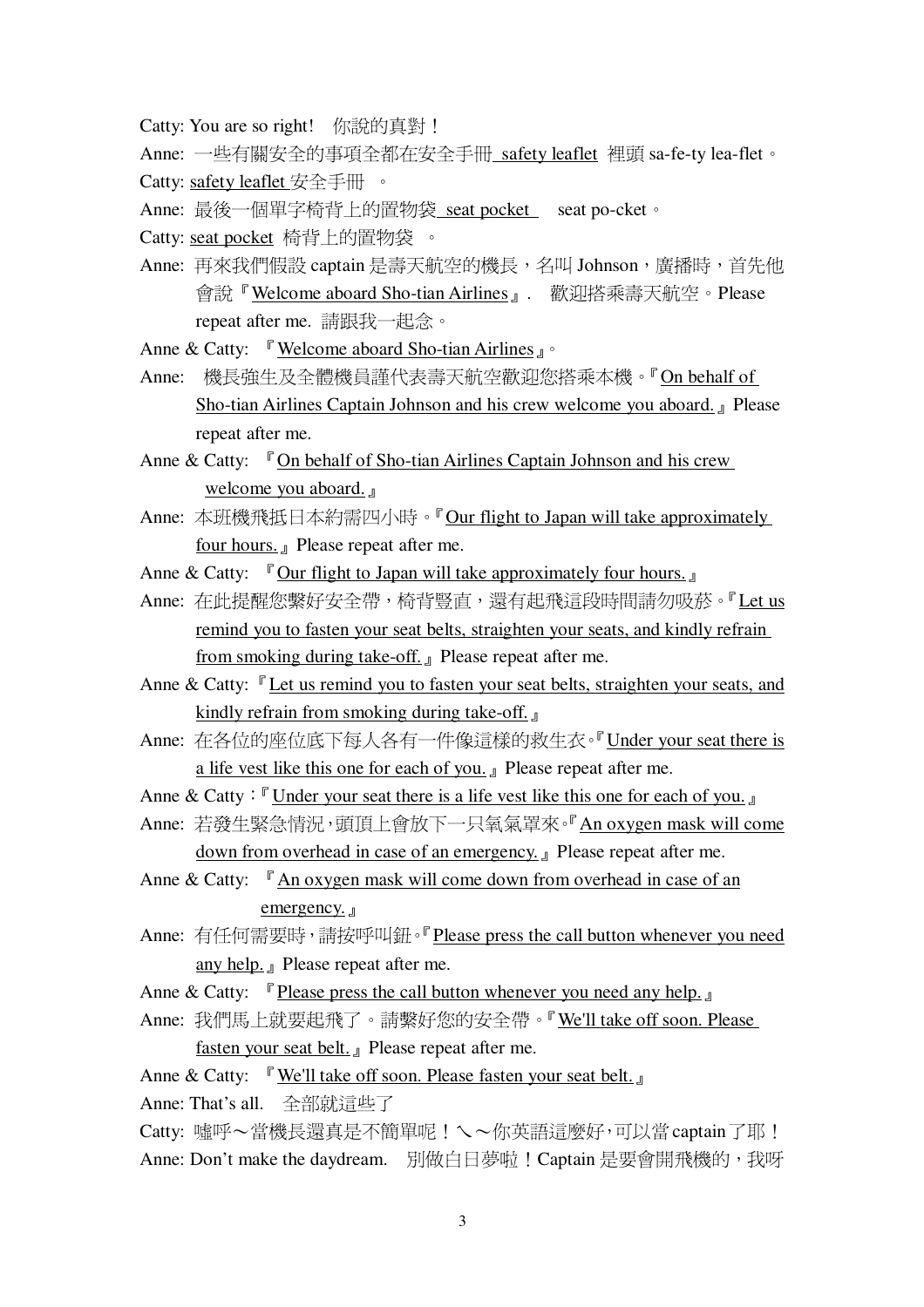Catty: You are so right! 你說的真對！

Anne: 一些有關安全的事項全都在安全手冊 <u>safety leaflet</u> 裡頭 sa-fe-ty lea-flet。

Catty: <u>safety leaflet</u> 安全手冊 。

Anne: 最後一個單字椅背上的置物袋 <u>seat pocket</u> seat po-cket。

Catty: <u>seat pocket</u> 椅背上的置物袋 。

Anne: 再來我們假設 captain 是壽天航空的機長，名叫 Johnson，廣播時，首先他會說『<u>Welcome aboard Sho-tian Airlines</u>』. 歡迎搭乘壽天航空。Please repeat after me. 請跟我一起念。

Anne & Catty: 『<u>Welcome aboard Sho-tian Airlines</u>』。

Anne: 機長強生及全體機員謹代表壽天航空歡迎您搭乘本機。『<u>On behalf of Sho-tian Airlines Captain Johnson and his crew welcome you aboard.</u>』Please repeat after me.

Anne & Catty: 『<u>On behalf of Sho-tian Airlines Captain Johnson and his crew welcome you aboard.</u>』

Anne: 本班機飛抵日本約需四小時。『<u>Our flight to Japan will take approximately four hours.</u>』Please repeat after me.

Anne & Catty: 『<u>Our flight to Japan will take approximately four hours.</u>』

Anne: 在此提醒您繫好安全帶，椅背豎直，還有起飛這段時間請勿吸菸。『<u>Let us remind you to fasten your seat belts, straighten your seats, and kindly refrain from smoking during take-off.</u>』Please repeat after me.

Anne & Catty: 『<u>Let us remind you to fasten your seat belts, straighten your seats, and kindly refrain from smoking during take-off.</u>』

Anne: 在各位的座位底下每人各有一件像這樣的救生衣。『<u>Under your seat there is a life vest like this one for each of you.</u>』Please repeat after me.

Anne & Catty：『<u>Under your seat there is a life vest like this one for each of you.</u>』

Anne: 若發生緊急情況，頭頂上會放下一只氧氣罩來。『<u>An oxygen mask will come down from overhead in case of an emergency.</u>』Please repeat after me.

Anne & Catty: 『<u>An oxygen mask will come down from overhead in case of an emergency.</u>』

Anne: 有任何需要時，請按呼叫鈕。『<u>Please press the call button whenever you need any help.</u>』Please repeat after me.

Anne & Catty: 『<u>Please press the call button whenever you need any help.</u>』

Anne: 我們馬上就要起飛了。請繫好您的安全帶。『<u>We'll take off soon. Please fasten your seat belt.</u>』Please repeat after me.

Anne & Catty: 『<u>We'll take off soon. Please fasten your seat belt.</u>』

Anne: That's all. 全部就這些了

Catty: 噓呼～當機長還真是不簡單呢！ㄟ～你英語這麼好，可以當 captain 了耶！

Anne: Don't make the daydream. 別做白日夢啦！Captain 是要會開飛機的，我呀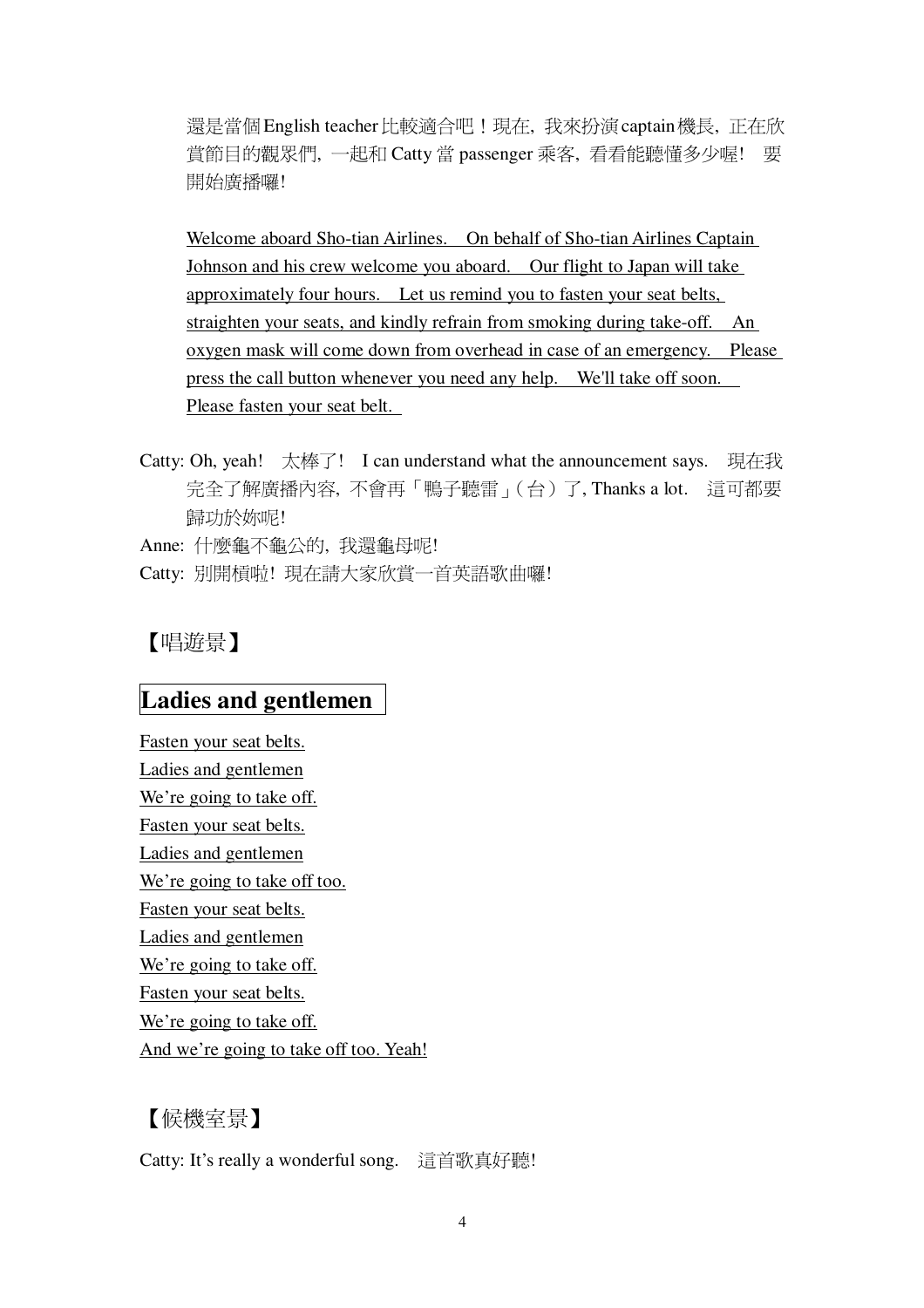還是當個English teacher比較適合吧！現在，我來扮演captain機長，正在欣賞節目的觀眾們，一起和 Catty 當 passenger 乘客，看看能聽懂多少喔！ 要開始廣播囉!

<u>Welcome aboard Sho-tian Airlines. On behalf of Sho-tian Airlines Captain Johnson and his crew welcome you aboard. Our flight to Japan will take approximately four hours. Let us remind you to fasten your seat belts, straighten your seats, and kindly refrain from smoking during take-off. An oxygen mask will come down from overhead in case of an emergency. Please press the call button whenever you need any help. We'll take off soon. Please fasten your seat belt.</u>

Catty: Oh, yeah! 太棒了! I can understand what the announcement says. 現在我完全了解廣播內容，不會再「鴨子聽雷」(台)了, Thanks a lot. 這可都要歸功於妳呢!

Anne: 什麼龜不龜公的，我還龜母呢!

Catty: 別開槓啦! 現在請大家欣賞一首英語歌曲囉!

【唱遊景】

## Ladies and gentlemen

<u>Fasten your seat belts.</u>
<u>Ladies and gentlemen</u>
<u>We're going to take off.</u>
<u>Fasten your seat belts.</u>
<u>Ladies and gentlemen</u>
<u>We're going to take off too.</u>
<u>Fasten your seat belts.</u>
<u>Ladies and gentlemen</u>
<u>We're going to take off.</u>
<u>Fasten your seat belts.</u>
<u>We're going to take off.</u>
<u>And we're going to take off too. Yeah!</u>

【候機室景】

Catty: It's really a wonderful song. 這首歌真好聽!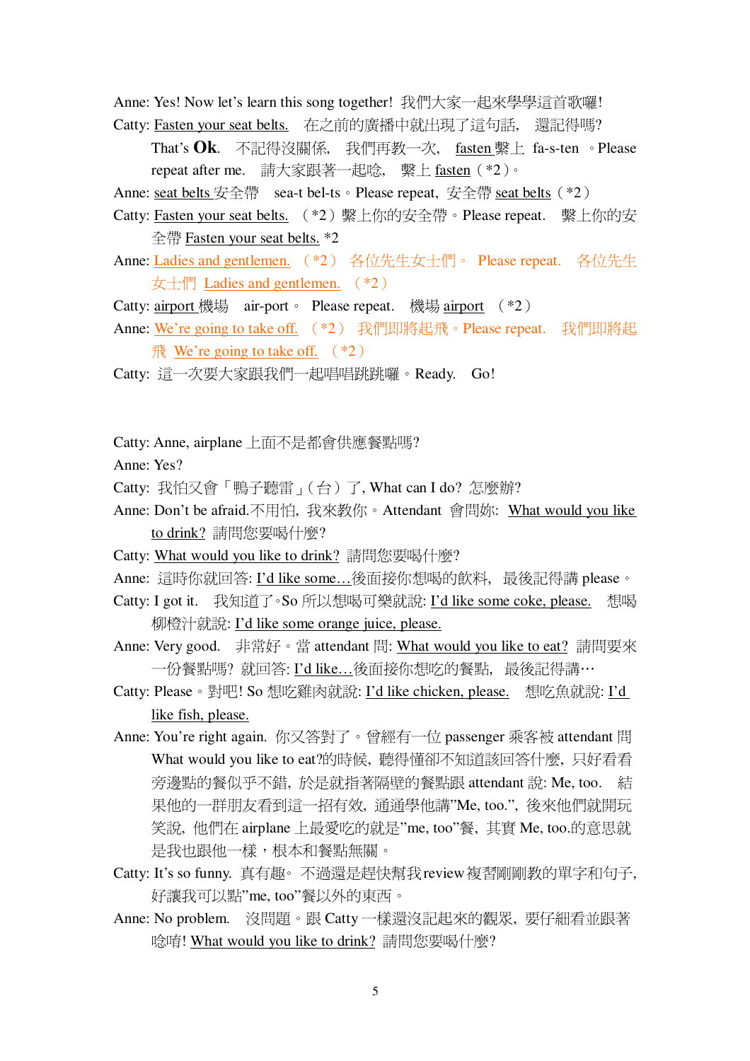Anne: Yes! Now let's learn this song together! 我們大家一起來學學這首歌囉!

Catty: Fasten your seat belts. 在之前的廣播中就出現了這句話, 還記得嗎? That's **Ok**. 不記得沒關係, 我們再教一次, fasten 繫上 fa-s-ten 。Please repeat after me. 請大家跟著一起唸, 繫上 fasten（*2）。

Anne: seat belts 安全帶 sea-t bel-ts。Please repeat, 安全帶 seat belts（*2）

Catty: Fasten your seat belts. （*2）繫上你的安全帶。Please repeat. 繫上你的安全帶 Fasten your seat belts. *2

Anne: Ladies and gentlemen. （*2） 各位先生女士們。 Please repeat. 各位先生女士們 Ladies and gentlemen. （*2）

Catty: airport 機場 air-port。 Please repeat. 機場 airport （*2）

Anne: We're going to take off. （*2） 我們即將起飛。Please repeat. 我們即將起飛 We're going to take off. （*2）

Catty: 這一次要大家跟我們一起唱唱跳跳囉。Ready. Go!

Catty: Anne, airplane 上面不是都會供應餐點嗎?

Anne: Yes?

Catty: 我怕又會「鴨子聽雷」(台) 了, What can I do? 怎麼辦?

Anne: Don't be afraid.不用怕, 我來教你。Attendant 會問妳: What would you like to drink? 請問您要喝什麼?

Catty: What would you like to drink? 請問您要喝什麼?

Anne: 這時你就回答: I'd like some…後面接你想喝的飲料, 最後記得講 please。

Catty: I got it. 我知道了。So 所以想喝可樂就說: I'd like some coke, please. 想喝柳橙汁就說: I'd like some orange juice, please.

Anne: Very good. 非常好。當 attendant 問: What would you like to eat? 請問要來一份餐點嗎? 就回答: I'd like…後面接你想吃的餐點, 最後記得講…

Catty: Please。對吧! So 想吃雞肉就說: I'd like chicken, please. 想吃魚就說: I'd like fish, please.

Anne: You're right again. 你又答對了。曾經有一位 passenger 乘客被 attendant 問 What would you like to eat?的時候, 聽得懂卻不知道該回答什麼, 只好看看旁邊點的餐似乎不錯, 於是就指著隔壁的餐點跟 attendant 說: Me, too. 結果他的一群朋友看到這一招有效, 通通學他講"Me, too.", 後來他們就開玩笑說, 他們在 airplane 上最愛吃的就是"me, too"餐, 其實 Me, too.的意思就是我也跟他一樣，根本和餐點無關。

Catty: It's so funny. 真有趣。 不過還是趕快幫我 review 複習剛剛教的單字和句子, 好讓我可以點"me, too"餐以外的東西。

Anne: No problem. 沒問題。跟 Catty 一樣還沒記起來的觀眾, 要仔細看並跟著唸唷! What would you like to drink? 請問您要喝什麼?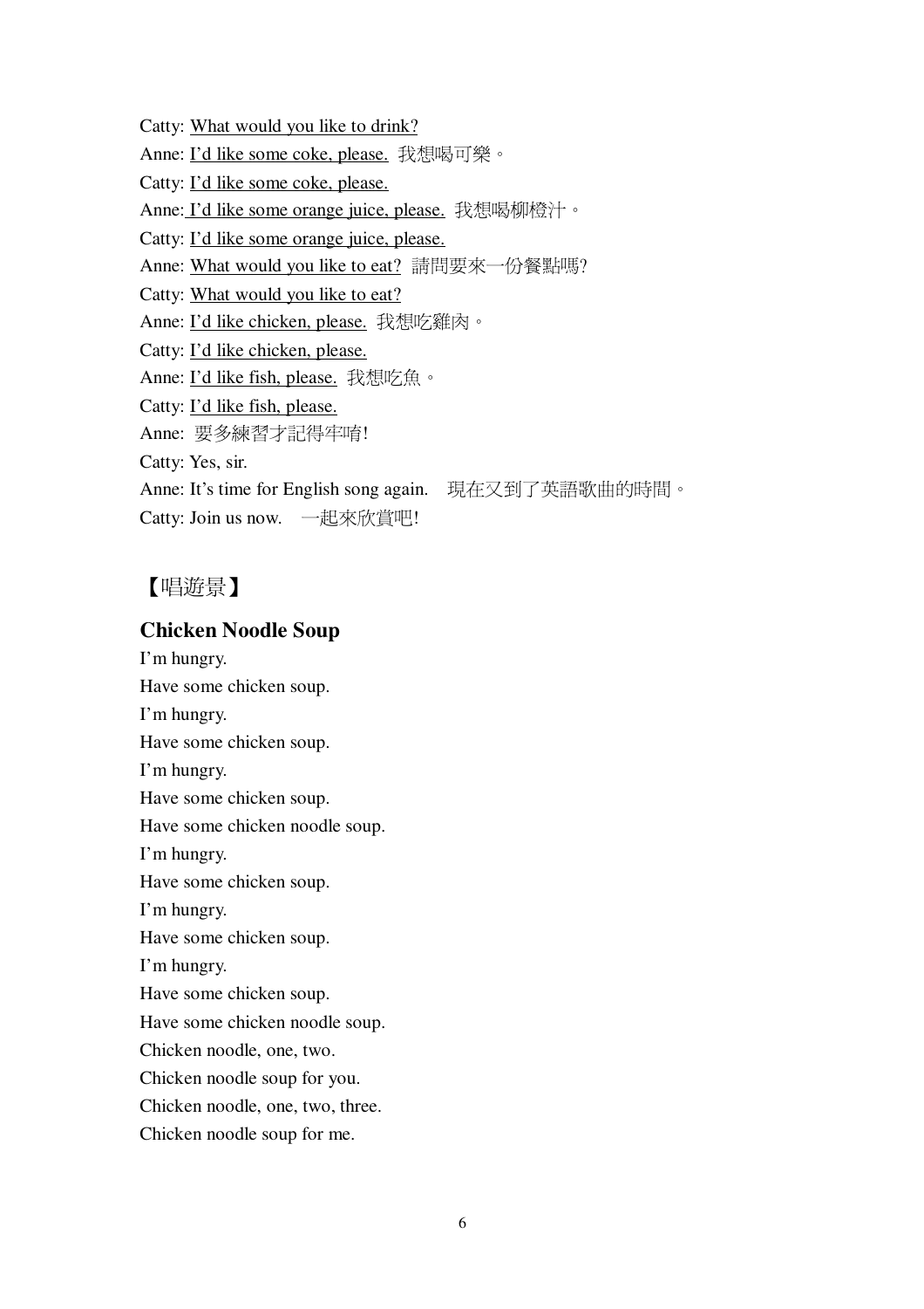Catty: <u>What would you like to drink?</u>

Anne: <u>I'd like some coke, please.</u> 我想喝可樂。

Catty: <u>I'd like some coke, please.</u>

Anne: <u>I'd like some orange juice, please.</u> 我想喝柳橙汁。

Catty: <u>I'd like some orange juice, please.</u>

Anne: <u>What would you like to eat?</u> 請問要來一份餐點嗎?

Catty: <u>What would you like to eat?</u>

Anne: <u>I'd like chicken, please.</u> 我想吃雞肉。

Catty: <u>I'd like chicken, please.</u>

Anne: <u>I'd like fish, please.</u> 我想吃魚。

Catty: <u>I'd like fish, please.</u>

Anne: 要多練習才記得牢唷!

Catty: Yes, sir.

Anne: It's time for English song again. 現在又到了英語歌曲的時間。

Catty: Join us now. 一起來欣賞吧!

【唱遊景】

## Chicken Noodle Soup

I'm hungry.
Have some chicken soup.
I'm hungry.
Have some chicken soup.
I'm hungry.
Have some chicken soup.
Have some chicken noodle soup.
I'm hungry.
Have some chicken soup.
I'm hungry.
Have some chicken soup.
I'm hungry.
Have some chicken soup.
Have some chicken noodle soup.
Chicken noodle, one, two.
Chicken noodle soup for you.
Chicken noodle, one, two, three.
Chicken noodle soup for me.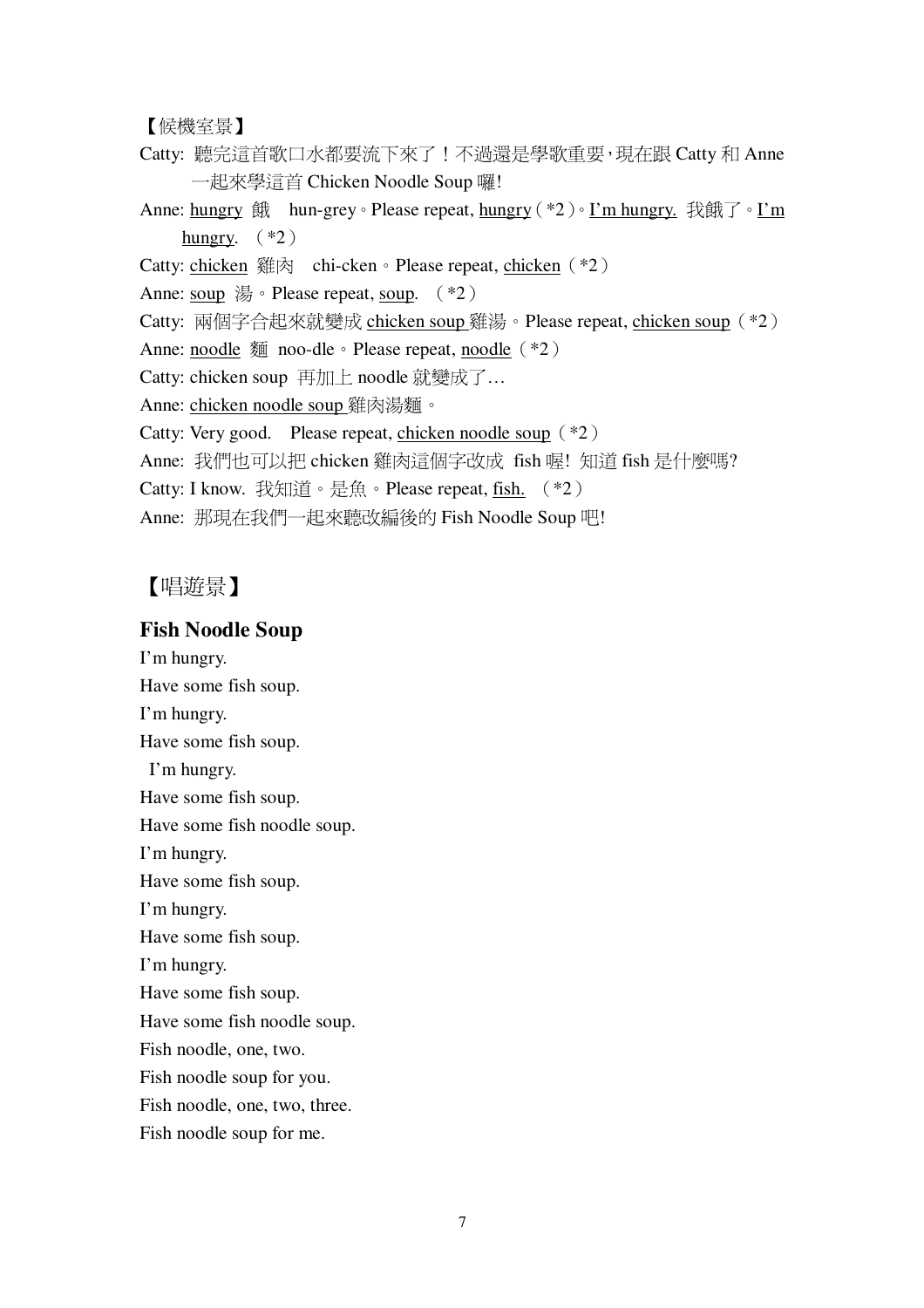【候機室景】

Catty: 聽完這首歌口水都要流下來了！不過還是學歌重要，現在跟 Catty 和 Anne 一起來學這首 Chicken Noodle Soup 囉!

Anne: hungry 餓　hun-grey。Please repeat, hungry（*2）。I'm hungry. 我餓了。I'm hungry.（*2）

Catty: chicken 雞肉　chi-cken。Please repeat, chicken（*2）

Anne: soup 湯。Please repeat, soup.（*2）

Catty: 兩個字合起來就變成 chicken soup 雞湯。Please repeat, chicken soup（*2）

Anne: noodle 麵 noo-dle。Please repeat, noodle（*2）

Catty: chicken soup 再加上 noodle 就變成了…

Anne: chicken noodle soup 雞肉湯麵。

Catty: Very good.　Please repeat, chicken noodle soup（*2）

Anne: 我們也可以把 chicken 雞肉這個字改成 fish 喔! 知道 fish 是什麼嗎?

Catty: I know. 我知道。是魚。Please repeat, fish.（*2）

Anne: 那現在我們一起來聽改編後的 Fish Noodle Soup 吧!

【唱遊景】

**Fish Noodle Soup**

I'm hungry.
Have some fish soup.
I'm hungry.
Have some fish soup.
I'm hungry.
Have some fish soup.
Have some fish noodle soup.
I'm hungry.
Have some fish soup.
I'm hungry.
Have some fish soup.
I'm hungry.
Have some fish soup.
Have some fish noodle soup.
Fish noodle, one, two.
Fish noodle soup for you.
Fish noodle, one, two, three.
Fish noodle soup for me.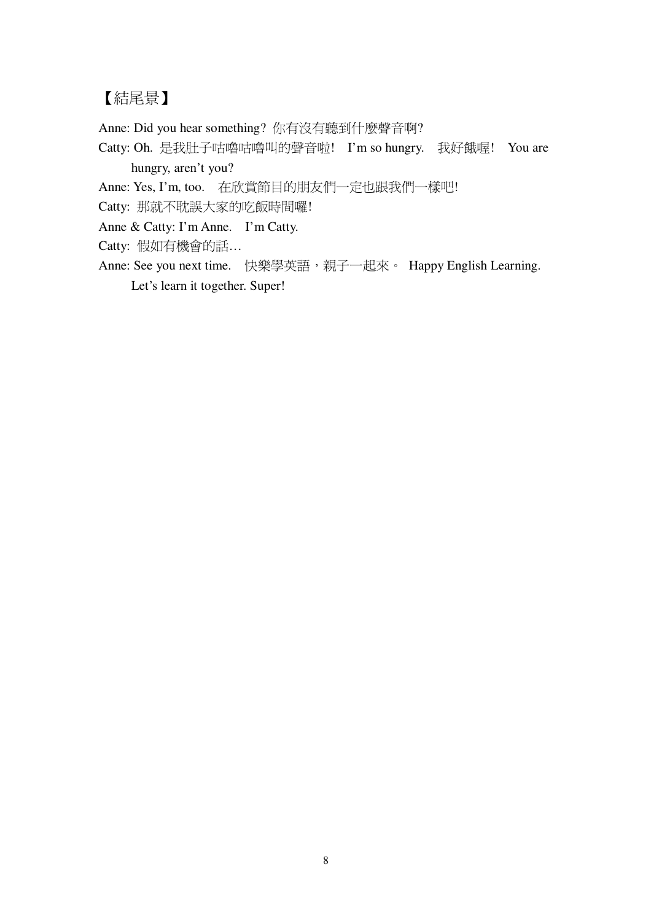【結尾景】

Anne: Did you hear something? 你有沒有聽到什麼聲音啊?

Catty: Oh. 是我肚子咕嚕咕嚕叫的聲音啦! I'm so hungry. 我好餓喔! You are hungry, aren't you?

Anne: Yes, I'm, too. 在欣賞節目的朋友們一定也跟我們一樣吧!

Catty: 那就不耽誤大家的吃飯時間囉!

Anne & Catty: I'm Anne. I'm Catty.

Catty: 假如有機會的話…

Anne: See you next time. 快樂學英語，親子一起來。 Happy English Learning. Let's learn it together. Super!